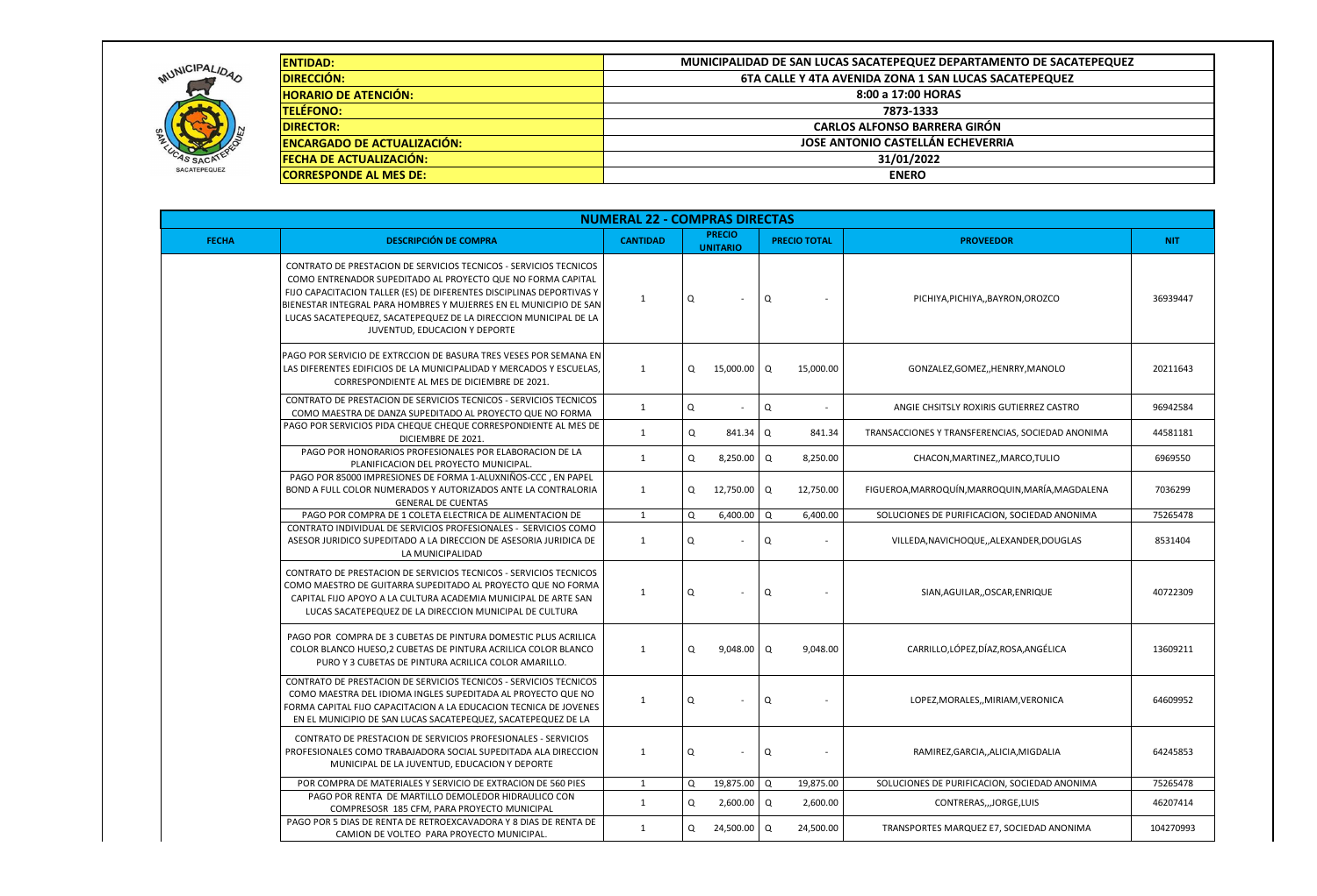| | |
|---|---|
| **ENTIDAD:** | MUNICIPALIDAD DE SAN LUCAS SACATEPEQUEZ DEPARTAMENTO DE SACATEPEQUEZ |
| **DIRECCIÓN:** | 6TA CALLE Y 4TA AVENIDA ZONA 1 SAN LUCAS SACATEPEQUEZ |
| **HORARIO DE ATENCIÓN:** | 8:00 a 17:00 HORAS |
| **TELÉFONO:** | 7873-1333 |
| **DIRECTOR:** | CARLOS ALFONSO BARRERA GIRÓN |
| **ENCARGADO DE ACTUALIZACIÓN:** | JOSE ANTONIO CASTELLÁN ECHEVERRIA |
| **FECHA DE ACTUALIZACIÓN:** | 31/01/2022 |
| **CORRESPONDE AL MES DE:** | ENERO |

## NUMERAL 22 - COMPRAS DIRECTAS

| FECHA | DESCRIPCIÓN DE COMPRA | CANTIDAD | PRECIO UNITARIO | PRECIO TOTAL | PROVEEDOR | NIT |
|---|---|---|---|---|---|---|
| | CONTRATO DE PRESTACION DE SERVICIOS TECNICOS - SERVICIOS TECNICOS COMO ENTRENADOR SUPEDITADO AL PROYECTO QUE NO FORMA CAPITAL FIJO CAPACITACION TALLER (ES) DE DIFERENTES DISCIPLINAS DEPORTIVAS Y BIENESTAR INTEGRAL PARA HOMBRES Y MUJERRES EN EL MUNICIPIO DE SAN LUCAS SACATEPEQUEZ, SACATEPEQUEZ DE LA DIRECCION MUNICIPAL DE LA JUVENTUD, EDUCACION Y DEPORTE | 1 | Q - | Q - | PICHIYA,PICHIYA,,BAYRON,OROZCO | 36939447 |
| | PAGO POR SERVICIO DE EXTRCCION DE BASURA TRES VESES POR SEMANA EN LAS DIFERENTES EDIFICIOS DE LA MUNICIPALIDAD Y MERCADOS Y ESCUELAS, CORRESPONDIENTE AL MES DE DICIEMBRE DE 2021. | 1 | Q 15,000.00 | Q 15,000.00 | GONZALEZ,GOMEZ,,HENRRY,MANOLO | 20211643 |
| | CONTRATO DE PRESTACION DE SERVICIOS TECNICOS - SERVICIOS TECNICOS COMO MAESTRA DE DANZA SUPEDITADO AL PROYECTO QUE NO FORMA | 1 | Q - | Q - | ANGIE CHSITSLY ROXIRIS GUTIERREZ CASTRO | 96942584 |
| | PAGO POR SERVICIOS PIDA CHEQUE CHEQUE CORRESPONDIENTE AL MES DE DICIEMBRE DE 2021. | 1 | Q 841.34 | Q 841.34 | TRANSACCIONES Y TRANSFERENCIAS, SOCIEDAD ANONIMA | 44581181 |
| | PAGO POR HONORARIOS PROFESIONALES POR ELABORACION DE LA PLANIFICACION DEL PROYECTO MUNICIPAL. | 1 | Q 8,250.00 | Q 8,250.00 | CHACON,MARTINEZ,,MARCO,TULIO | 6969550 |
| | PAGO POR 85000 IMPRESIONES DE FORMA 1-ALUXNIÑOS-CCC , EN PAPEL BOND A FULL COLOR NUMERADOS Y AUTORIZADOS ANTE LA CONTRALORIA GENERAL DE CUENTAS | 1 | Q 12,750.00 | Q 12,750.00 | FIGUEROA,MARROQUÍN,MARROQUIN,MARÍA,MAGDALENA | 7036299 |
| | PAGO POR COMPRA DE 1 COLETA ELECTRICA DE ALIMENTACION DE | 1 | Q 6,400.00 | Q 6,400.00 | SOLUCIONES DE PURIFICACION, SOCIEDAD ANONIMA | 75265478 |
| | CONTRATO INDIVIDUAL DE SERVICIOS PROFESIONALES - SERVICIOS COMO ASESOR JURIDICO SUPEDITADO A LA DIRECCION DE ASESORIA JURIDICA DE LA MUNICIPALIDAD | 1 | Q - | Q - | VILLEDA,NAVICHOQUE,,ALEXANDER,DOUGLAS | 8531404 |
| | CONTRATO DE PRESTACION DE SERVICIOS TECNICOS - SERVICIOS TECNICOS COMO MAESTRO DE GUITARRA SUPEDITADO AL PROYECTO QUE NO FORMA CAPITAL FIJO APOYO A LA CULTURA ACADEMIA MUNICIPAL DE ARTE SAN LUCAS SACATEPEQUEZ DE LA DIRECCION MUNICIPAL DE CULTURA | 1 | Q - | Q - | SIAN,AGUILAR,,OSCAR,ENRIQUE | 40722309 |
| | PAGO POR COMPRA DE 3 CUBETAS DE PINTURA DOMESTIC PLUS ACRILICA COLOR BLANCO HUESO,2 CUBETAS DE PINTURA ACRILICA COLOR BLANCO PURO Y 3 CUBETAS DE PINTURA ACRILICA COLOR AMARILLO. | 1 | Q 9,048.00 | Q 9,048.00 | CARRILLO,LÓPEZ,DÍAZ,ROSA,ANGÉLICA | 13609211 |
| | CONTRATO DE PRESTACION DE SERVICIOS TECNICOS - SERVICIOS TECNICOS COMO MAESTRA DEL IDIOMA INGLES SUPEDITADA AL PROYECTO QUE NO FORMA CAPITAL FIJO CAPACITACION A LA EDUCACION TECNICA DE JOVENES EN EL MUNICIPIO DE SAN LUCAS SACATEPEQUEZ, SACATEPEQUEZ DE LA | 1 | Q - | Q - | LOPEZ,MORALES,,MIRIAM,VERONICA | 64609952 |
| | CONTRATO DE PRESTACION DE SERVICIOS PROFESIONALES - SERVICIOS PROFESIONALES COMO TRABAJADORA SOCIAL SUPEDITADA ALA DIRECCION MUNICIPAL DE LA JUVENTUD, EDUCACION Y DEPORTE | 1 | Q - | Q - | RAMIREZ,GARCIA,,ALICIA,MIGDALIA | 64245853 |
| | POR COMPRA DE MATERIALES Y SERVICIO DE EXTRACION DE 560 PIES | 1 | Q 19,875.00 | Q 19,875.00 | SOLUCIONES DE PURIFICACION, SOCIEDAD ANONIMA | 75265478 |
| | PAGO POR RENTA DE MARTILLO DEMOLEDOR HIDRAULICO CON COMPRESOSR 185 CFM, PARA PROYECTO MUNICIPAL | 1 | Q 2,600.00 | Q 2,600.00 | CONTRERAS,,,JORGE,LUIS | 46207414 |
| | PAGO POR 5 DIAS DE RENTA DE RETROEXCAVADORA Y 8 DIAS DE RENTA DE CAMION DE VOLTEO PARA PROYECTO MUNICIPAL. | 1 | Q 24,500.00 | Q 24,500.00 | TRANSPORTES MARQUEZ E7, SOCIEDAD ANONIMA | 104270993 |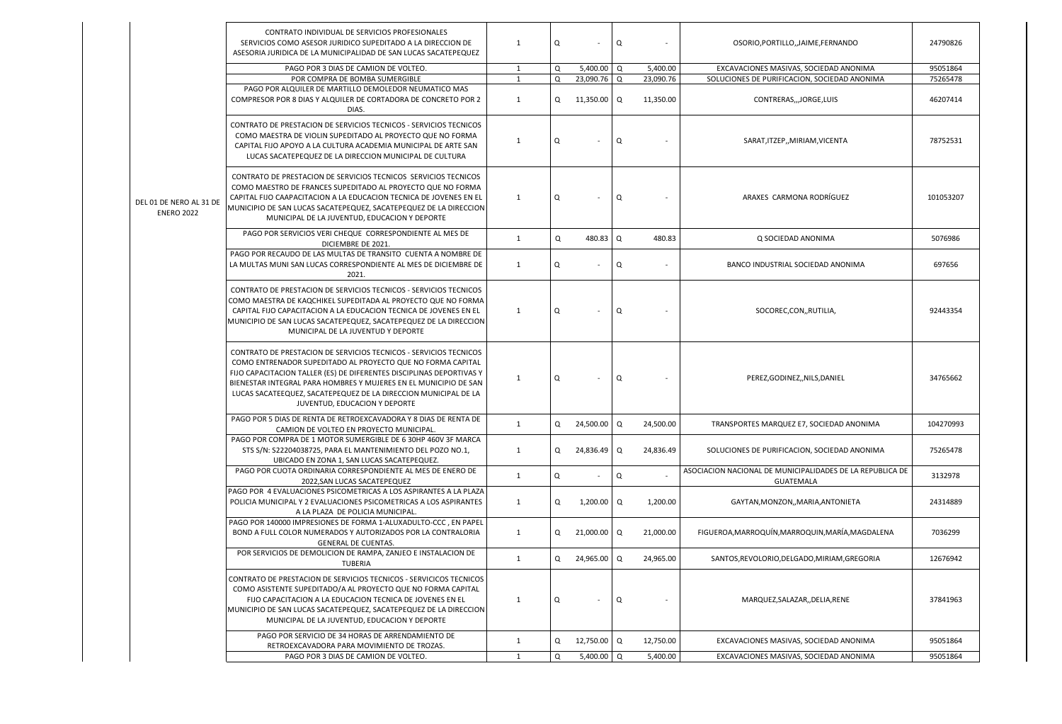| | | | | | | | | |
|---|---|---|---|---|---|---|---|---|
| DEL 01 DE NERO AL 31 DE ENERO 2022 | CONTRATO INDIVIDUAL DE SERVICIOS PROFESIONALES SERVICIOS COMO ASESOR JURIDICO SUPEDITADO A LA DIRECCION DE ASESORIA JURIDICA DE LA MUNICIPALIDAD DE SAN LUCAS SACATEPEQUEZ | 1 | Q | - | Q | - | OSORIO,PORTILLO,,JAIME,FERNANDO | 24790826 |
| | PAGO POR 3 DIAS DE CAMION DE VOLTEO. | 1 | Q | 5,400.00 | Q | 5,400.00 | EXCAVACIONES MASIVAS, SOCIEDAD ANONIMA | 95051864 |
| | POR COMPRA DE BOMBA SUMERGIBLE | 1 | Q | 23,090.76 | Q | 23,090.76 | SOLUCIONES DE PURIFICACION, SOCIEDAD ANONIMA | 75265478 |
| | PAGO POR ALQUILER DE MARTILLO DEMOLEDOR NEUMATICO MAS COMPRESOR POR 8 DIAS Y ALQUILER DE CORTADORA DE CONCRETO POR 2 DIAS. | 1 | Q | 11,350.00 | Q | 11,350.00 | CONTRERAS,,,JORGE,LUIS | 46207414 |
| | CONTRATO DE PRESTACION DE SERVICIOS TECNICOS - SERVICIOS TECNICOS COMO MAESTRA DE VIOLIN SUPEDITADO AL PROYECTO QUE NO FORMA CAPITAL FIJO APOYO A LA CULTURA ACADEMIA MUNICIPAL DE ARTE SAN LUCAS SACATEPEQUEZ DE LA DIRECCION MUNICIPAL DE CULTURA | 1 | Q | - | Q | - | SARAT,ITZEP,,MIRIAM,VICENTA | 78752531 |
| | CONTRATO DE PRESTACION DE SERVICIOS TECNICOS SERVICIOS TECNICOS COMO MAESTRO DE FRANCES SUPEDITADO AL PROYECTO QUE NO FORMA CAPITAL FIJO CAAPACITACION A LA EDUCACION TECNICA DE JOVENES EN EL MUNICIPIO DE SAN LUCAS SACATEPEQUEZ, SACATEPEQUEZ DE LA DIRECCION MUNICIPAL DE LA JUVENTUD, EDUCACION Y DEPORTE | 1 | Q | - | Q | - | ARAXES CARMONA RODRÍGUEZ | 101053207 |
| | PAGO POR SERVICIOS VERI CHEQUE CORRESPONDIENTE AL MES DE DICIEMBRE DE 2021. | 1 | Q | 480.83 | Q | 480.83 | Q SOCIEDAD ANONIMA | 5076986 |
| | PAGO POR RECAUDO DE LAS MULTAS DE TRANSITO CUENTA A NOMBRE DE LA MULTAS MUNI SAN LUCAS CORRESPONDIENTE AL MES DE DICIEMBRE DE 2021. | 1 | Q | - | Q | - | BANCO INDUSTRIAL SOCIEDAD ANONIMA | 697656 |
| | CONTRATO DE PRESTACION DE SERVICIOS TECNICOS - SERVICIOS TECNICOS COMO MAESTRA DE KAQCHIKEL SUPEDITADA AL PROYECTO QUE NO FORMA CAPITAL FIJO CAPACITACION A LA EDUCACION TECNICA DE JOVENES EN EL MUNICIPIO DE SAN LUCAS SACATEPEQUEZ, SACATEPEQUEZ DE LA DIRECCION MUNICIPAL DE LA JUVENTUD Y DEPORTE | 1 | Q | - | Q | - | SOCOREC,CON,,RUTILIA, | 92443354 |
| | CONTRATO DE PRESTACION DE SERVICIOS TECNICOS - SERVICIOS TECNICOS COMO ENTRENADOR SUPEDITADO AL PROYECTO QUE NO FORMA CAPITAL FIJO CAPACITACION TALLER (ES) DE DIFERENTES DISCIPLINAS DEPORTIVAS Y BIENESTAR INTEGRAL PARA HOMBRES Y MUJERES EN EL MUNICIPIO DE SAN LUCAS SACATEEQUEZ, SACATEPEQUEZ DE LA DIRECCION MUNICIPAL DE LA JUVENTUD, EDUCACION Y DEPORTE | 1 | Q | - | Q | - | PEREZ,GODINEZ,,NILS,DANIEL | 34765662 |
| | PAGO POR 5 DIAS DE RENTA DE RETROEXCAVADORA Y 8 DIAS DE RENTA DE CAMION DE VOLTEO EN PROYECTO MUNICIPAL. | 1 | Q | 24,500.00 | Q | 24,500.00 | TRANSPORTES MARQUEZ E7, SOCIEDAD ANONIMA | 104270993 |
| | PAGO POR COMPRA DE 1 MOTOR SUMERGIBLE DE 6 30HP 460V 3F MARCA STS S/N: S22204038725, PARA EL MANTENIMIENTO DEL POZO NO.1, UBICADO EN ZONA 1, SAN LUCAS SACATEPEQUEZ. | 1 | Q | 24,836.49 | Q | 24,836.49 | SOLUCIONES DE PURIFICACION, SOCIEDAD ANONIMA | 75265478 |
| | PAGO POR CUOTA ORDINARIA CORRESPONDIENTE AL MES DE ENERO DE 2022,SAN LUCAS SACATEPEQUEZ | 1 | Q | - | Q | - | ASOCIACION NACIONAL DE MUNICIPALIDADES DE LA REPUBLICA DE GUATEMALA | 3132978 |
| | PAGO POR 4 EVALUACIONES PSICOMETRICAS A LOS ASPIRANTES A LA PLAZA POLICIA MUNICIPAL Y 2 EVALUACIONES PSICOMETRICAS A LOS ASPIRANTES A LA PLAZA DE POLICIA MUNICIPAL. | 1 | Q | 1,200.00 | Q | 1,200.00 | GAYTAN,MONZON,,MARIA,ANTONIETA | 24314889 |
| | PAGO POR 140000 IMPRESIONES DE FORMA 1-ALUXADULTO-CCC , EN PAPEL BOND A FULL COLOR NUMERADOS Y AUTORIZADOS POR LA CONTRALORIA GENERAL DE CUENTAS. | 1 | Q | 21,000.00 | Q | 21,000.00 | FIGUEROA,MARROQUÍN,MARROQUIN,MARÍA,MAGDALENA | 7036299 |
| | POR SERVICIOS DE DEMOLICION DE RAMPA, ZANJEO E INSTALACION DE TUBERIA | 1 | Q | 24,965.00 | Q | 24,965.00 | SANTOS,REVOLORIO,DELGADO,MIRIAM,GREGORIA | 12676942 |
| | CONTRATO DE PRESTACION DE SERVICIOS TECNICOS - SERVICICOS TECNICOS COMO ASISTENTE SUPEDITADO/A AL PROYECTO QUE NO FORMA CAPITAL FIJO CAPACITACION A LA EDUCACION TECNICA DE JOVENES EN EL MUNICIPIO DE SAN LUCAS SACATEPEQUEZ, SACATEPEQUEZ DE LA DIRECCION MUNICIPAL DE LA JUVENTUD, EDUCACION Y DEPORTE | 1 | Q | - | Q | - | MARQUEZ,SALAZAR,,DELIA,RENE | 37841963 |
| | PAGO POR SERVICIO DE 34 HORAS DE ARRENDAMIENTO DE RETROEXCAVADORA PARA MOVIMIENTO DE TROZAS. | 1 | Q | 12,750.00 | Q | 12,750.00 | EXCAVACIONES MASIVAS, SOCIEDAD ANONIMA | 95051864 |
| | PAGO POR 3 DIAS DE CAMION DE VOLTEO. | 1 | Q | 5,400.00 | Q | 5,400.00 | EXCAVACIONES MASIVAS, SOCIEDAD ANONIMA | 95051864 |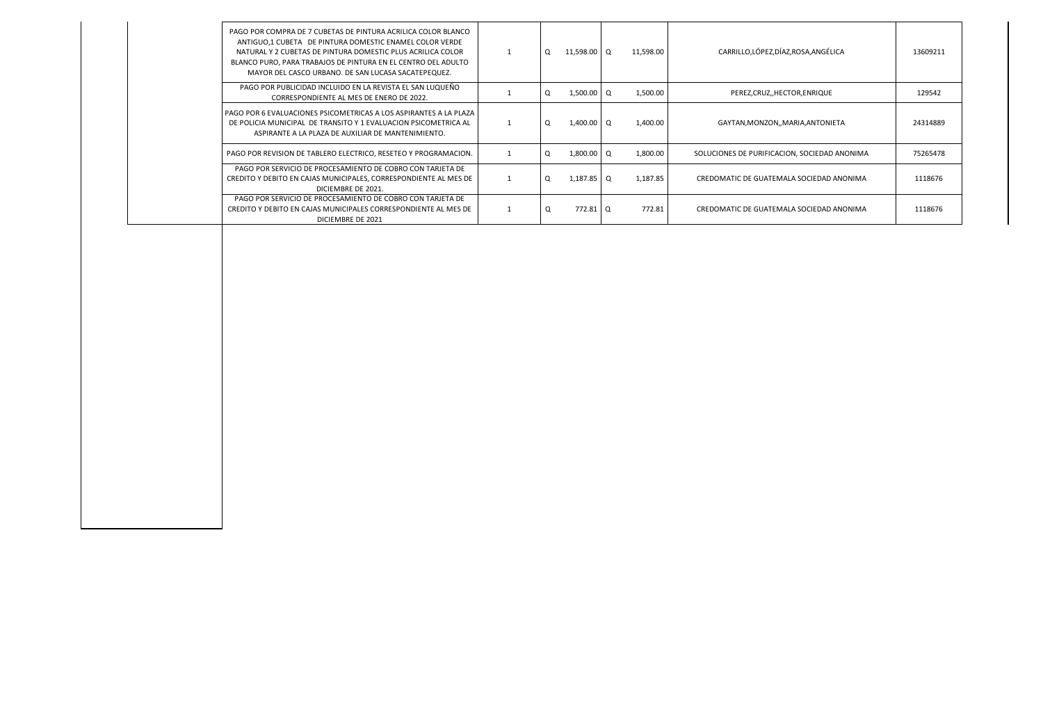| | | | | | | |
|---|---|---|---|---|---|---|
| PAGO POR COMPRA DE 7 CUBETAS DE PINTURA ACRILICA COLOR BLANCO ANTIGUO,1 CUBETA DE PINTURA DOMESTIC ENAMEL COLOR VERDE NATURAL Y 2 CUBETAS DE PINTURA DOMESTIC PLUS ACRILICA COLOR BLANCO PURO, PARA TRABAJOS DE PINTURA EN EL CENTRO DEL ADULTO MAYOR DEL CASCO URBANO. DE SAN LUCASA SACATEPEQUEZ. | 1 | Q 11,598.00 | Q 11,598.00 | CARRILLO,LÓPEZ,DÍAZ,ROSA,ANGÉLICA | 13609211 |
| PAGO POR PUBLICIDAD INCLUIDO EN LA REVISTA EL SAN LUQUEÑO CORRESPONDIENTE AL MES DE ENERO DE 2022. | 1 | Q 1,500.00 | Q 1,500.00 | PEREZ,CRUZ,,HECTOR,ENRIQUE | 129542 |
| PAGO POR 6 EVALUACIONES PSICOMETRICAS A LOS ASPIRANTES A LA PLAZA DE POLICIA MUNICIPAL DE TRANSITO Y 1 EVALUACION PSICOMETRICA AL ASPIRANTE A LA PLAZA DE AUXILIAR DE MANTENIMIENTO. | 1 | Q 1,400.00 | Q 1,400.00 | GAYTAN,MONZON,,MARIA,ANTONIETA | 24314889 |
| PAGO POR REVISION DE TABLERO ELECTRICO, RESETEO Y PROGRAMACION. | 1 | Q 1,800.00 | Q 1,800.00 | SOLUCIONES DE PURIFICACION, SOCIEDAD ANONIMA | 75265478 |
| PAGO POR SERVICIO DE PROCESAMIENTO DE COBRO CON TARJETA DE CREDITO Y DEBITO EN CAJAS MUNICIPALES, CORRESPONDIENTE AL MES DE DICIEMBRE DE 2021. | 1 | Q 1,187.85 | Q 1,187.85 | CREDOMATIC DE GUATEMALA SOCIEDAD ANONIMA | 1118676 |
| PAGO POR SERVICIO DE PROCESAMIENTO DE COBRO CON TARJETA DE CREDITO Y DEBITO EN CAJAS MUNICIPALES CORRESPONDIENTE AL MES DE DICIEMBRE DE 2021 | 1 | Q 772.81 | Q 772.81 | CREDOMATIC DE GUATEMALA SOCIEDAD ANONIMA | 1118676 |